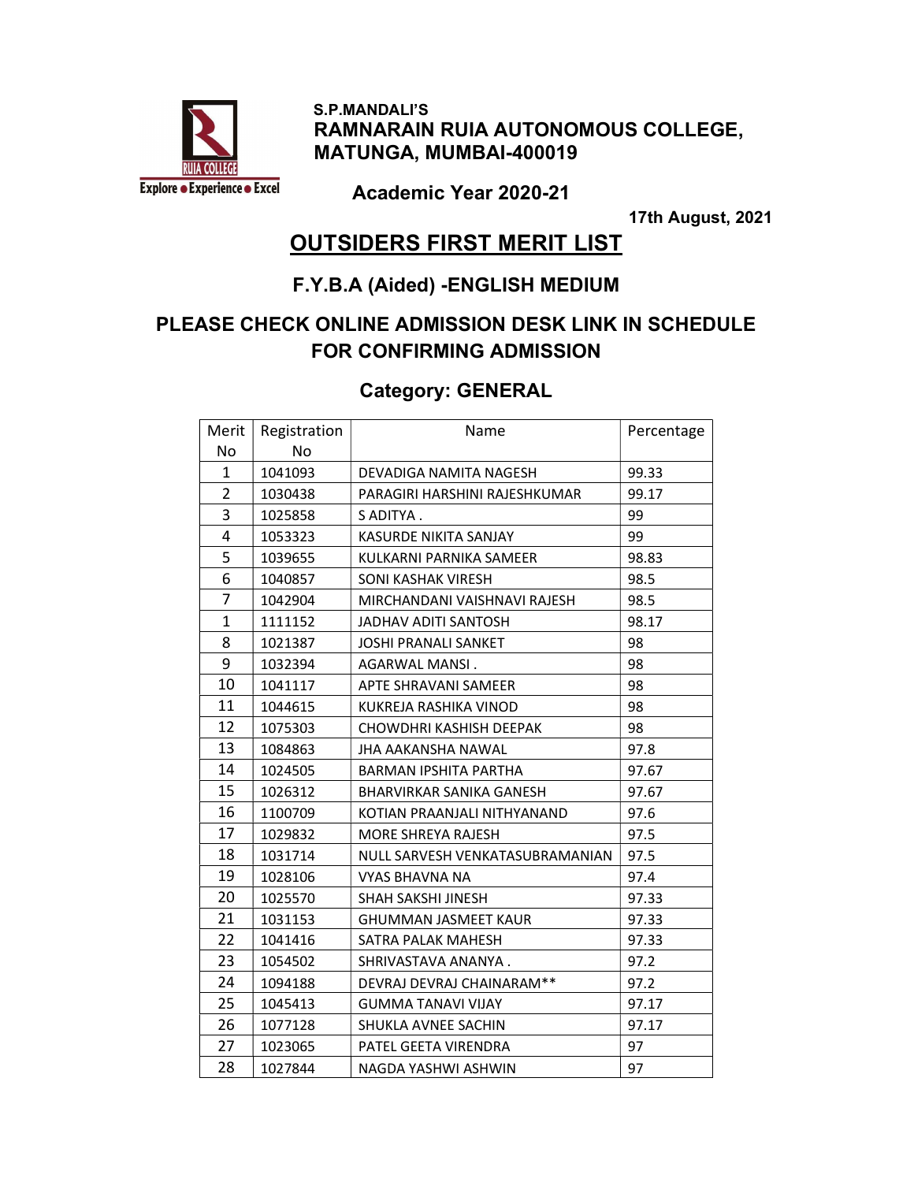S.P.MANDALI'S

**RAMNARAIN RUIA AUTONOMOUS COLLEGE, MATUNGA, MUMBAI-400019**

RUIA COLLEGE

Explore ● Experience ● Excel

**Academic Year 2020-21**

**17th August, 2021**

# OUTSIDERS FIRST MERIT LIST

## F.Y.B.A (Aided) -ENGLISH MEDIUM

## PLEASE CHECK ONLINE ADMISSION DESK LINK IN SCHEDULE FOR CONFIRMING ADMISSION

### Category: GENERAL

| Merit No | Registration No | Name | Percentage |
|---|---|---|---|
| 1 | 1041093 | DEVADIGA NAMITA NAGESH | 99.33 |
| 2 | 1030438 | PARAGIRI HARSHINI RAJESHKUMAR | 99.17 |
| 3 | 1025858 | S ADITYA . | 99 |
| 4 | 1053323 | KASURDE NIKITA SANJAY | 99 |
| 5 | 1039655 | KULKARNI PARNIKA SAMEER | 98.83 |
| 6 | 1040857 | SONI KASHAK VIRESH | 98.5 |
| 7 | 1042904 | MIRCHANDANI VAISHNAVI RAJESH | 98.5 |
| 1 | 1111152 | JADHAV ADITI SANTOSH | 98.17 |
| 8 | 1021387 | JOSHI PRANALI SANKET | 98 |
| 9 | 1032394 | AGARWAL MANSI . | 98 |
| 10 | 1041117 | APTE SHRAVANI SAMEER | 98 |
| 11 | 1044615 | KUKREJA RASHIKA VINOD | 98 |
| 12 | 1075303 | CHOWDHRI KASHISH DEEPAK | 98 |
| 13 | 1084863 | JHA AAKANSHA NAWAL | 97.8 |
| 14 | 1024505 | BARMAN IPSHITA PARTHA | 97.67 |
| 15 | 1026312 | BHARVIRKAR SANIKA GANESH | 97.67 |
| 16 | 1100709 | KOTIAN PRAANJALI NITHYANAND | 97.6 |
| 17 | 1029832 | MORE SHREYA RAJESH | 97.5 |
| 18 | 1031714 | NULL SARVESH VENKATASUBRAMANIAN | 97.5 |
| 19 | 1028106 | VYAS BHAVNA NA | 97.4 |
| 20 | 1025570 | SHAH SAKSHI JINESH | 97.33 |
| 21 | 1031153 | GHUMMAN JASMEET KAUR | 97.33 |
| 22 | 1041416 | SATRA PALAK MAHESH | 97.33 |
| 23 | 1054502 | SHRIVASTAVA ANANYA . | 97.2 |
| 24 | 1094188 | DEVRAJ DEVRAJ CHAINARAM** | 97.2 |
| 25 | 1045413 | GUMMA TANAVI VIJAY | 97.17 |
| 26 | 1077128 | SHUKLA AVNEE SACHIN | 97.17 |
| 27 | 1023065 | PATEL GEETA VIRENDRA | 97 |
| 28 | 1027844 | NAGDA YASHWI ASHWIN | 97 |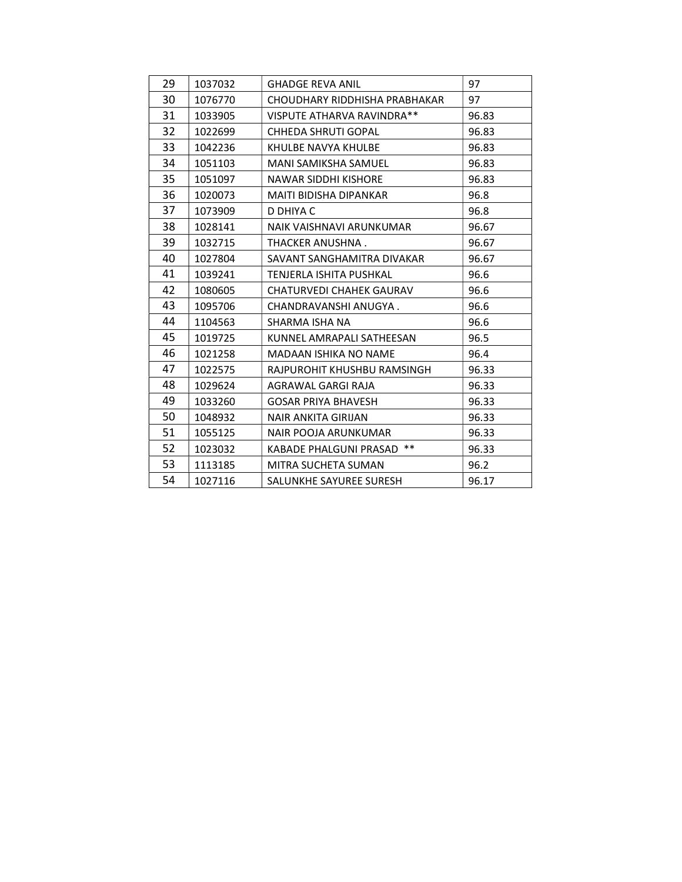| 29 | 1037032 | GHADGE REVA ANIL | 97 |
|---|---|---|---|
| 30 | 1076770 | CHOUDHARY RIDDHISHA PRABHAKAR | 97 |
| 31 | 1033905 | VISPUTE ATHARVA RAVINDRA** | 96.83 |
| 32 | 1022699 | CHHEDA SHRUTI GOPAL | 96.83 |
| 33 | 1042236 | KHULBE NAVYA KHULBE | 96.83 |
| 34 | 1051103 | MANI SAMIKSHA SAMUEL | 96.83 |
| 35 | 1051097 | NAWAR SIDDHI KISHORE | 96.83 |
| 36 | 1020073 | MAITI BIDISHA DIPANKAR | 96.8 |
| 37 | 1073909 | D DHIYA C | 96.8 |
| 38 | 1028141 | NAIK VAISHNAVI ARUNKUMAR | 96.67 |
| 39 | 1032715 | THACKER ANUSHNA . | 96.67 |
| 40 | 1027804 | SAVANT SANGHAMITRA DIVAKAR | 96.67 |
| 41 | 1039241 | TENJERLA ISHITA PUSHKAL | 96.6 |
| 42 | 1080605 | CHATURVEDI CHAHEK GAURAV | 96.6 |
| 43 | 1095706 | CHANDRAVANSHI ANUGYA . | 96.6 |
| 44 | 1104563 | SHARMA ISHA NA | 96.6 |
| 45 | 1019725 | KUNNEL AMRAPALI SATHEESAN | 96.5 |
| 46 | 1021258 | MADAAN ISHIKA NO NAME | 96.4 |
| 47 | 1022575 | RAJPUROHIT KHUSHBU RAMSINGH | 96.33 |
| 48 | 1029624 | AGRAWAL GARGI RAJA | 96.33 |
| 49 | 1033260 | GOSAR PRIYA BHAVESH | 96.33 |
| 50 | 1048932 | NAIR ANKITA GIRIJAN | 96.33 |
| 51 | 1055125 | NAIR POOJA ARUNKUMAR | 96.33 |
| 52 | 1023032 | KABADE PHALGUNI PRASAD ** | 96.33 |
| 53 | 1113185 | MITRA SUCHETA SUMAN | 96.2 |
| 54 | 1027116 | SALUNKHE SAYUREE SURESH | 96.17 |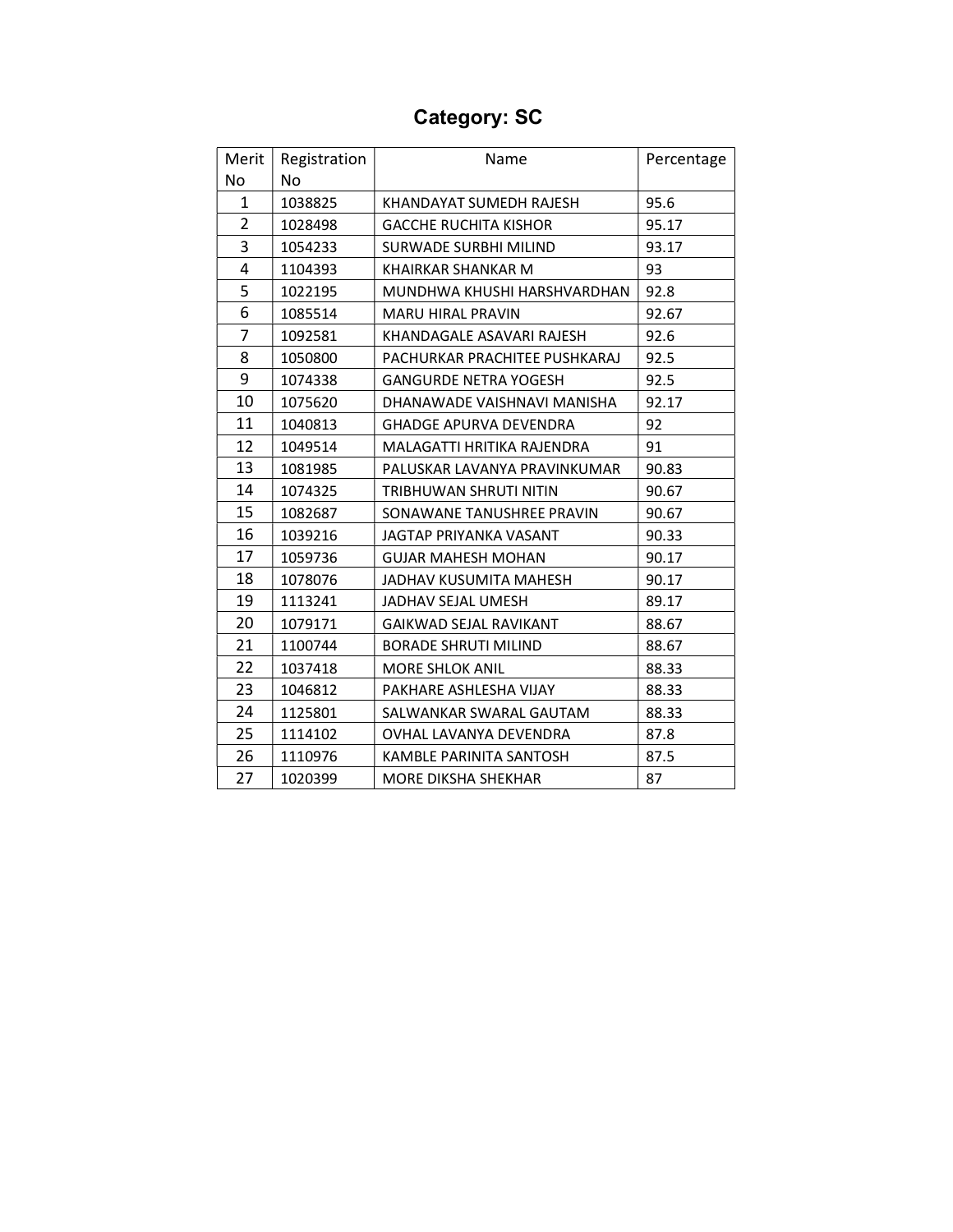## Category: SC

| Merit No | Registration No | Name | Percentage |
|---|---|---|---|
| 1 | 1038825 | KHANDAYAT SUMEDH RAJESH | 95.6 |
| 2 | 1028498 | GACCHE RUCHITA KISHOR | 95.17 |
| 3 | 1054233 | SURWADE SURBHI MILIND | 93.17 |
| 4 | 1104393 | KHAIRKAR SHANKAR M | 93 |
| 5 | 1022195 | MUNDHWA KHUSHI HARSHVARDHAN | 92.8 |
| 6 | 1085514 | MARU HIRAL PRAVIN | 92.67 |
| 7 | 1092581 | KHANDAGALE ASAVARI RAJESH | 92.6 |
| 8 | 1050800 | PACHURKAR PRACHITEE PUSHKARAJ | 92.5 |
| 9 | 1074338 | GANGURDE NETRA YOGESH | 92.5 |
| 10 | 1075620 | DHANAWADE VAISHNAVI MANISHA | 92.17 |
| 11 | 1040813 | GHADGE APURVA DEVENDRA | 92 |
| 12 | 1049514 | MALAGATTI HRITIKA RAJENDRA | 91 |
| 13 | 1081985 | PALUSKAR LAVANYA PRAVINKUMAR | 90.83 |
| 14 | 1074325 | TRIBHUWAN SHRUTI NITIN | 90.67 |
| 15 | 1082687 | SONAWANE TANUSHREE PRAVIN | 90.67 |
| 16 | 1039216 | JAGTAP PRIYANKA VASANT | 90.33 |
| 17 | 1059736 | GUJAR MAHESH MOHAN | 90.17 |
| 18 | 1078076 | JADHAV KUSUMITA MAHESH | 90.17 |
| 19 | 1113241 | JADHAV SEJAL UMESH | 89.17 |
| 20 | 1079171 | GAIKWAD SEJAL RAVIKANT | 88.67 |
| 21 | 1100744 | BORADE SHRUTI MILIND | 88.67 |
| 22 | 1037418 | MORE SHLOK ANIL | 88.33 |
| 23 | 1046812 | PAKHARE ASHLESHA VIJAY | 88.33 |
| 24 | 1125801 | SALWANKAR SWARAL GAUTAM | 88.33 |
| 25 | 1114102 | OVHAL LAVANYA DEVENDRA | 87.8 |
| 26 | 1110976 | KAMBLE PARINITA SANTOSH | 87.5 |
| 27 | 1020399 | MORE DIKSHA SHEKHAR | 87 |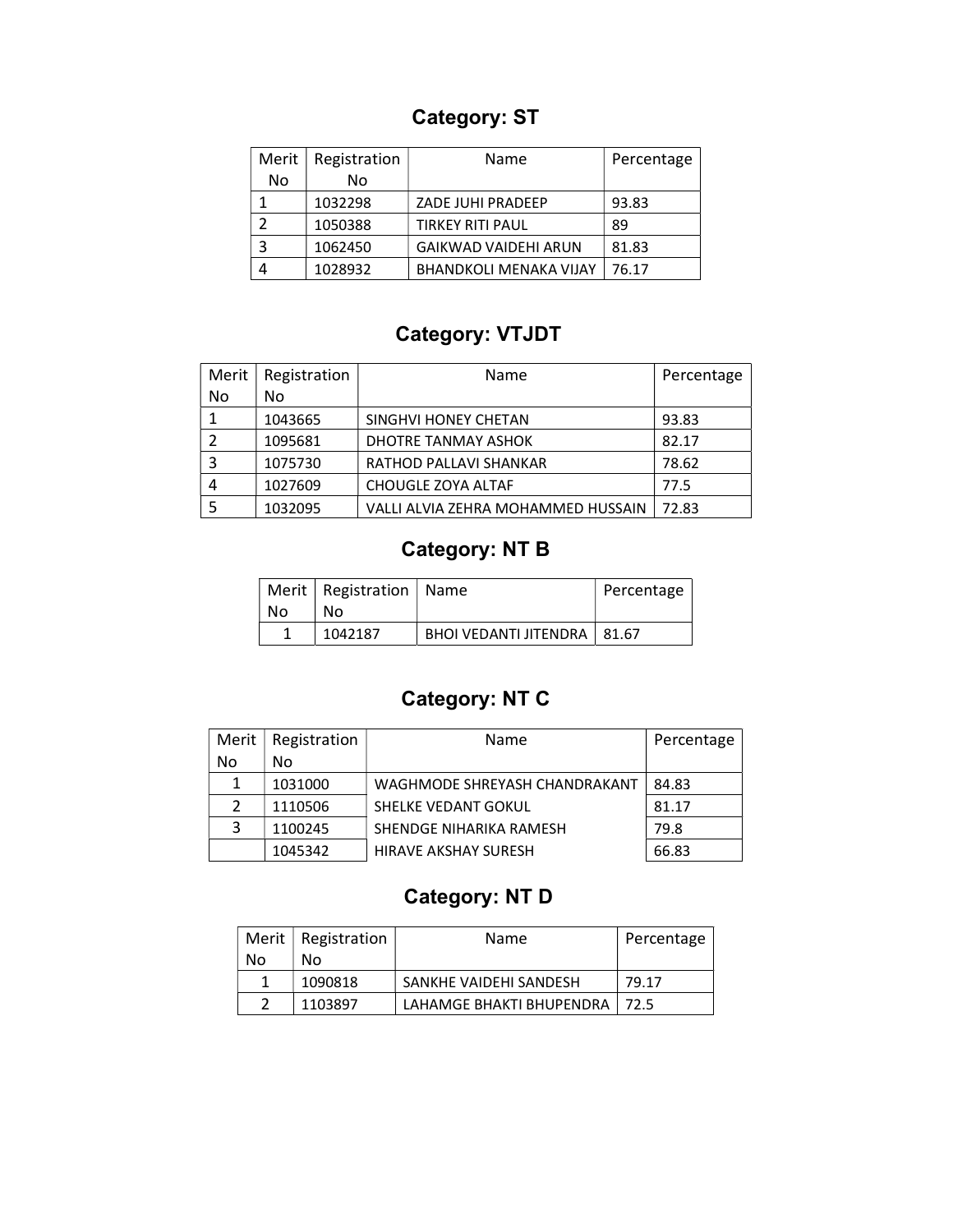## Category: ST

| Merit No | Registration No | Name | Percentage |
|---|---|---|---|
| 1 | 1032298 | ZADE JUHI PRADEEP | 93.83 |
| 2 | 1050388 | TIRKEY RITI PAUL | 89 |
| 3 | 1062450 | GAIKWAD VAIDEHI ARUN | 81.83 |
| 4 | 1028932 | BHANDKOLI MENAKA VIJAY | 76.17 |

## Category: VTJDT

| Merit No | Registration No | Name | Percentage |
|---|---|---|---|
| 1 | 1043665 | SINGHVI HONEY CHETAN | 93.83 |
| 2 | 1095681 | DHOTRE TANMAY ASHOK | 82.17 |
| 3 | 1075730 | RATHOD PALLAVI SHANKAR | 78.62 |
| 4 | 1027609 | CHOUGLE ZOYA ALTAF | 77.5 |
| 5 | 1032095 | VALLI ALVIA ZEHRA MOHAMMED HUSSAIN | 72.83 |

## Category: NT B

| Merit No | Registration No | Name | Percentage |
|---|---|---|---|
| 1 | 1042187 | BHOI VEDANTI JITENDRA | 81.67 |

## Category: NT C

| Merit No | Registration No | Name | Percentage |
|---|---|---|---|
| 1 | 1031000 | WAGHMODE SHREYASH CHANDRAKANT | 84.83 |
| 2 | 1110506 | SHELKE VEDANT GOKUL | 81.17 |
| 3 | 1100245 | SHENDGE NIHARIKA RAMESH | 79.8 |
| | 1045342 | HIRAVE AKSHAY SURESH | 66.83 |

## Category: NT D

| Merit No | Registration No | Name | Percentage |
|---|---|---|---|
| 1 | 1090818 | SANKHE VAIDEHI SANDESH | 79.17 |
| 2 | 1103897 | LAHAMGE BHAKTI BHUPENDRA | 72.5 |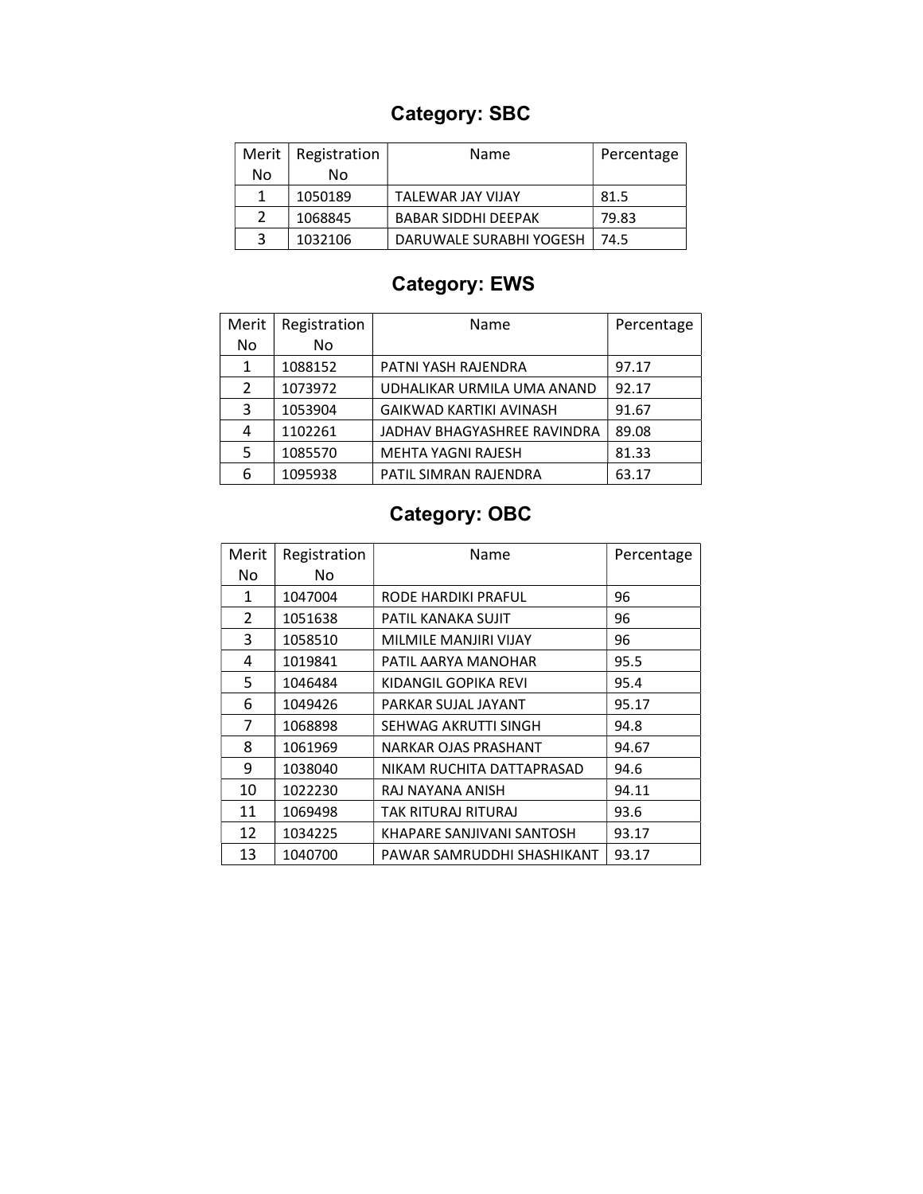## Category: SBC

| Merit No | Registration No | Name | Percentage |
|---|---|---|---|
| 1 | 1050189 | TALEWAR JAY VIJAY | 81.5 |
| 2 | 1068845 | BABAR SIDDHI DEEPAK | 79.83 |
| 3 | 1032106 | DARUWALE SURABHI YOGESH | 74.5 |

## Category: EWS

| Merit No | Registration No | Name | Percentage |
|---|---|---|---|
| 1 | 1088152 | PATNI YASH RAJENDRA | 97.17 |
| 2 | 1073972 | UDHALIKAR URMILA UMA ANAND | 92.17 |
| 3 | 1053904 | GAIKWAD KARTIKI AVINASH | 91.67 |
| 4 | 1102261 | JADHAV BHAGYASHREE RAVINDRA | 89.08 |
| 5 | 1085570 | MEHTA YAGNI RAJESH | 81.33 |
| 6 | 1095938 | PATIL SIMRAN RAJENDRA | 63.17 |

## Category: OBC

| Merit No | Registration No | Name | Percentage |
|---|---|---|---|
| 1 | 1047004 | RODE HARDIKI PRAFUL | 96 |
| 2 | 1051638 | PATIL KANAKA SUJIT | 96 |
| 3 | 1058510 | MILMILE MANJIRI VIJAY | 96 |
| 4 | 1019841 | PATIL AARYA MANOHAR | 95.5 |
| 5 | 1046484 | KIDANGIL GOPIKA REVI | 95.4 |
| 6 | 1049426 | PARKAR SUJAL JAYANT | 95.17 |
| 7 | 1068898 | SEHWAG AKRUTTI SINGH | 94.8 |
| 8 | 1061969 | NARKAR OJAS PRASHANT | 94.67 |
| 9 | 1038040 | NIKAM RUCHITA DATTAPRASAD | 94.6 |
| 10 | 1022230 | RAJ NAYANA ANISH | 94.11 |
| 11 | 1069498 | TAK RITURAJ RITURAJ | 93.6 |
| 12 | 1034225 | KHAPARE SANJIVANI SANTOSH | 93.17 |
| 13 | 1040700 | PAWAR SAMRUDDHI SHASHIKANT | 93.17 |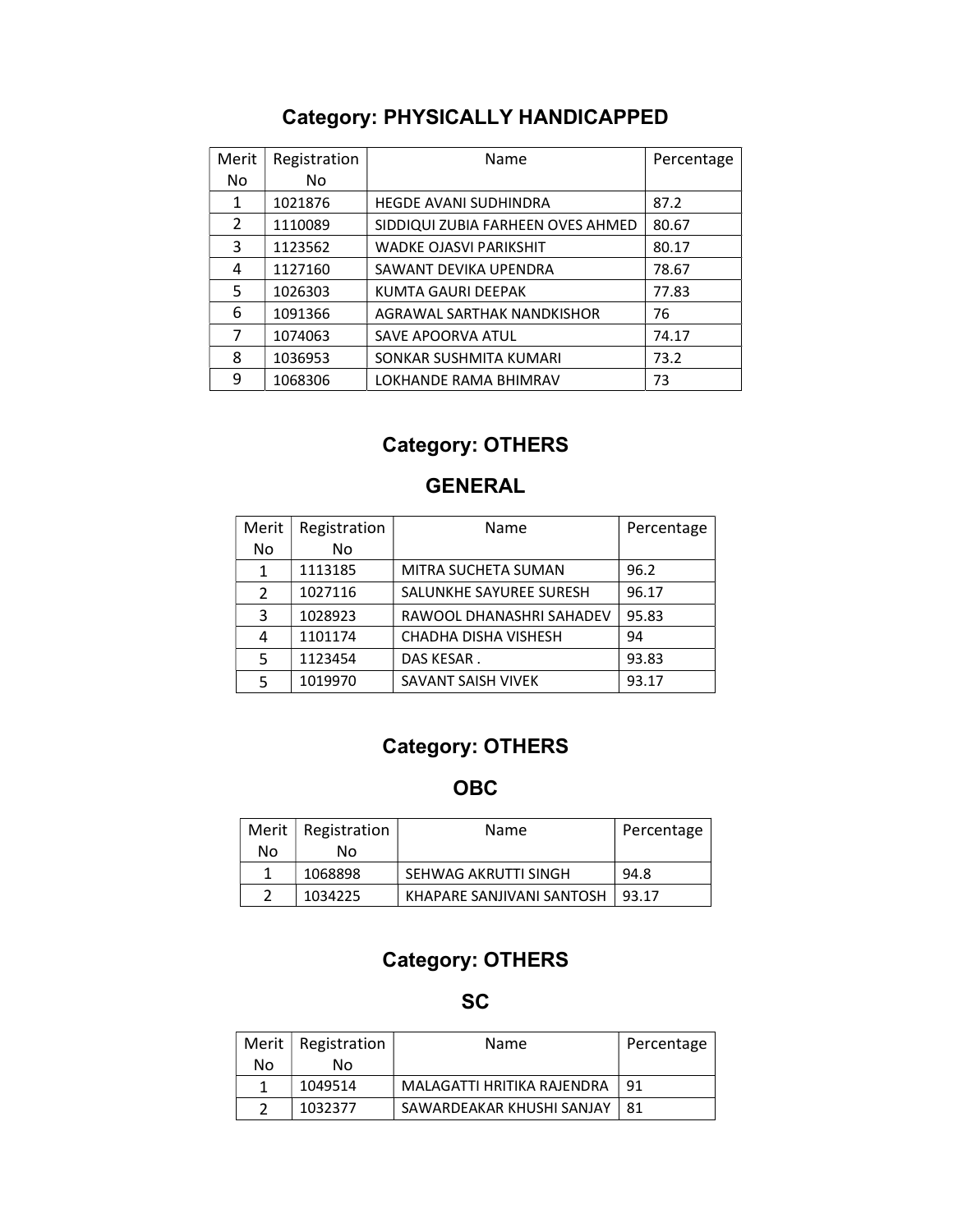## Category: PHYSICALLY HANDICAPPED

| Merit No | Registration No | Name | Percentage |
|---|---|---|---|
| 1 | 1021876 | HEGDE AVANI SUDHINDRA | 87.2 |
| 2 | 1110089 | SIDDIQUI ZUBIA FARHEEN OVES AHMED | 80.67 |
| 3 | 1123562 | WADKE OJASVI PARIKSHIT | 80.17 |
| 4 | 1127160 | SAWANT DEVIKA UPENDRA | 78.67 |
| 5 | 1026303 | KUMTA GAURI DEEPAK | 77.83 |
| 6 | 1091366 | AGRAWAL SARTHAK NANDKISHOR | 76 |
| 7 | 1074063 | SAVE APOORVA ATUL | 74.17 |
| 8 | 1036953 | SONKAR SUSHMITA KUMARI | 73.2 |
| 9 | 1068306 | LOKHANDE RAMA BHIMRAV | 73 |

## Category: OTHERS

### GENERAL

| Merit No | Registration No | Name | Percentage |
|---|---|---|---|
| 1 | 1113185 | MITRA SUCHETA SUMAN | 96.2 |
| 2 | 1027116 | SALUNKHE SAYUREE SURESH | 96.17 |
| 3 | 1028923 | RAWOOL DHANASHRI SAHADEV | 95.83 |
| 4 | 1101174 | CHADHA DISHA VISHESH | 94 |
| 5 | 1123454 | DAS KESAR . | 93.83 |
| 5 | 1019970 | SAVANT SAISH VIVEK | 93.17 |

## Category: OTHERS

### OBC

| Merit No | Registration No | Name | Percentage |
|---|---|---|---|
| 1 | 1068898 | SEHWAG AKRUTTI SINGH | 94.8 |
| 2 | 1034225 | KHAPARE SANJIVANI SANTOSH | 93.17 |

## Category: OTHERS

### SC

| Merit No | Registration No | Name | Percentage |
|---|---|---|---|
| 1 | 1049514 | MALAGATTI HRITIKA RAJENDRA | 91 |
| 2 | 1032377 | SAWARDEAKAR KHUSHI SANJAY | 81 |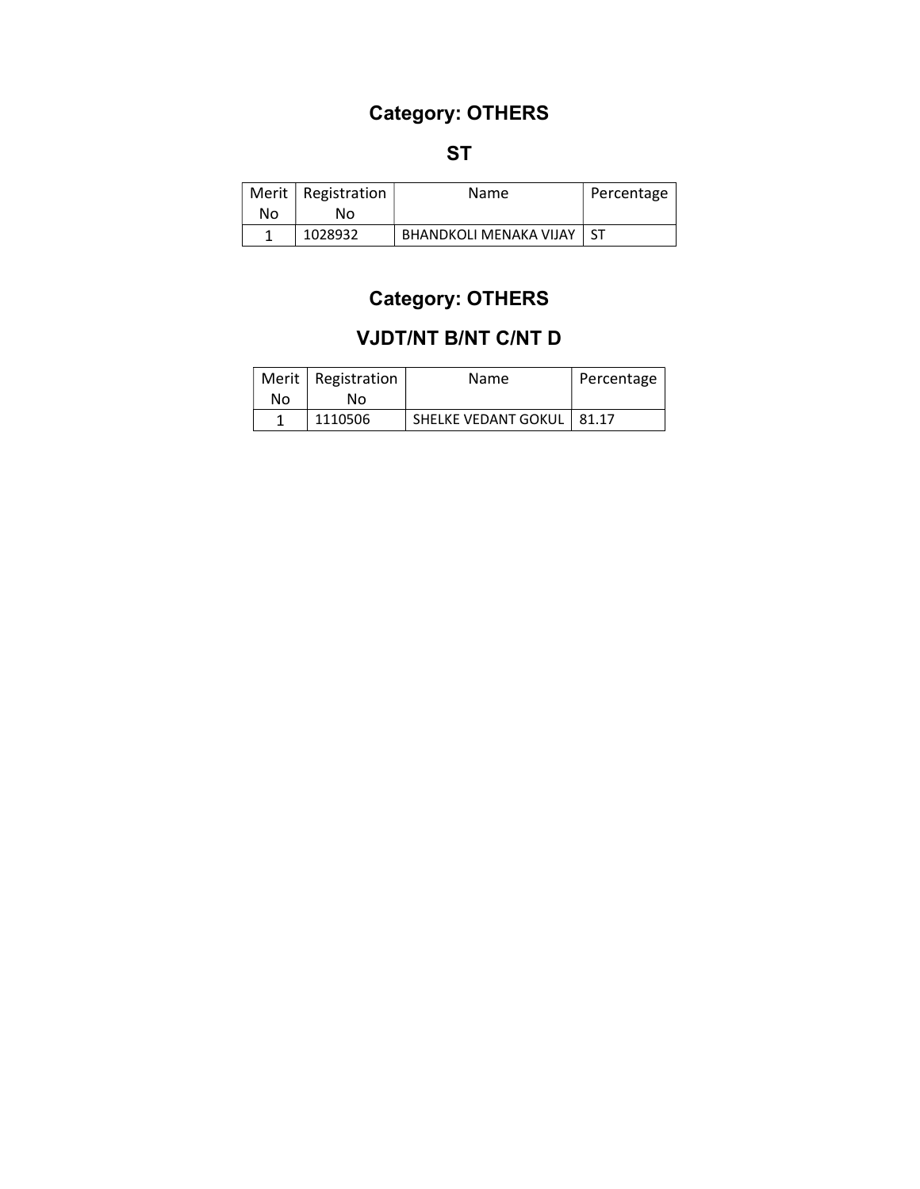## Category: OTHERS

### ST

| Merit No | Registration No | Name | Percentage |
|---|---|---|---|
| 1 | 1028932 | BHANDKOLI MENAKA VIJAY | ST |

## Category: OTHERS

### VJDT/NT B/NT C/NT D

| Merit No | Registration No | Name | Percentage |
|---|---|---|---|
| 1 | 1110506 | SHELKE VEDANT GOKUL | 81.17 |